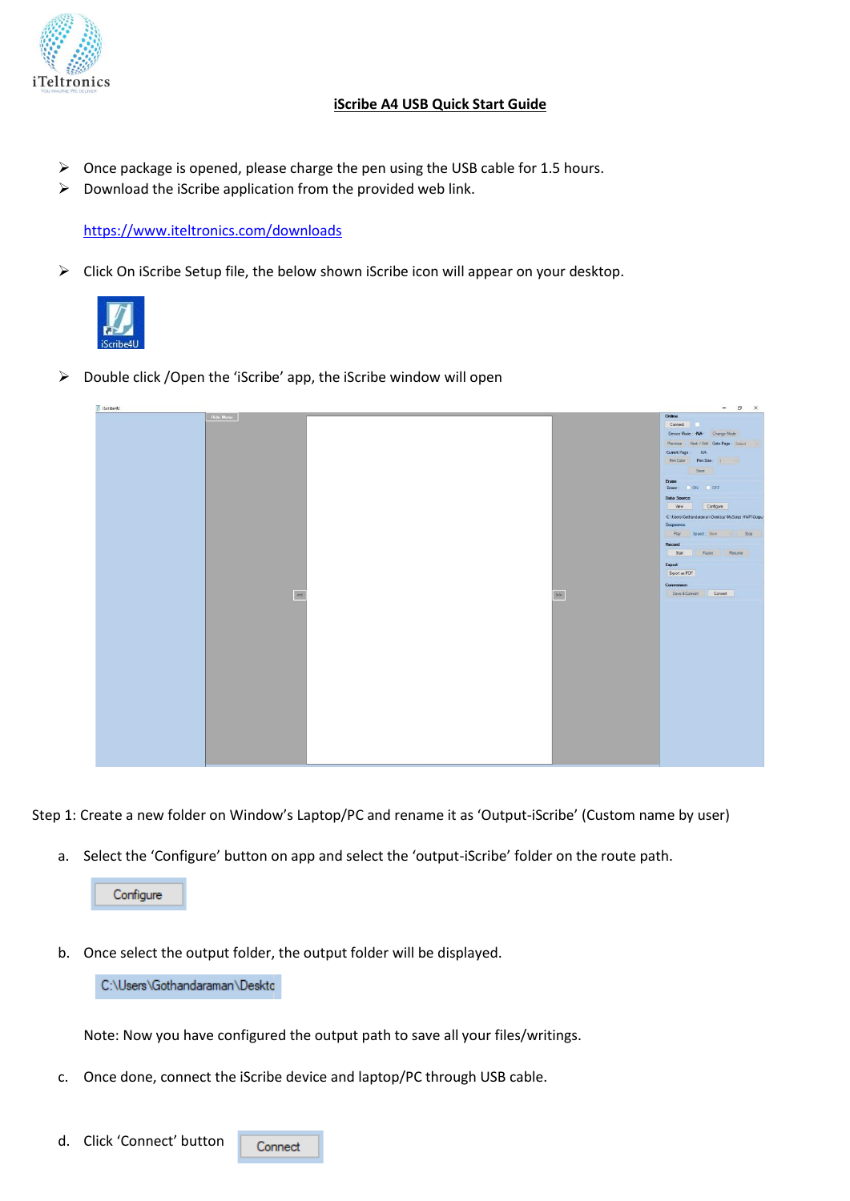# iScribe A4 USB Quick Start Guide

- Once package is opened, please charge the pen using the USB cable for 1.5 hours.
- Download the iScribe application from the provided web link.

  https://www.iteltronics.com/downloads

- Click On iScribe Setup file, the below shown iScribe icon will appear on your desktop.
- Double click /Open the 'iScribe' app, the iScribe window will open

Step 1: Create a new folder on Window's Laptop/PC and rename it as 'Output-iScribe' (Custom name by user)

a. Select the 'Configure' button on app and select the 'output-iScribe' folder on the route path.

b. Once select the output folder, the output folder will be displayed.

   Note: Now you have configured the output path to save all your files/writings.

c. Once done, connect the iScribe device and laptop/PC through USB cable.

d. Click 'Connect' button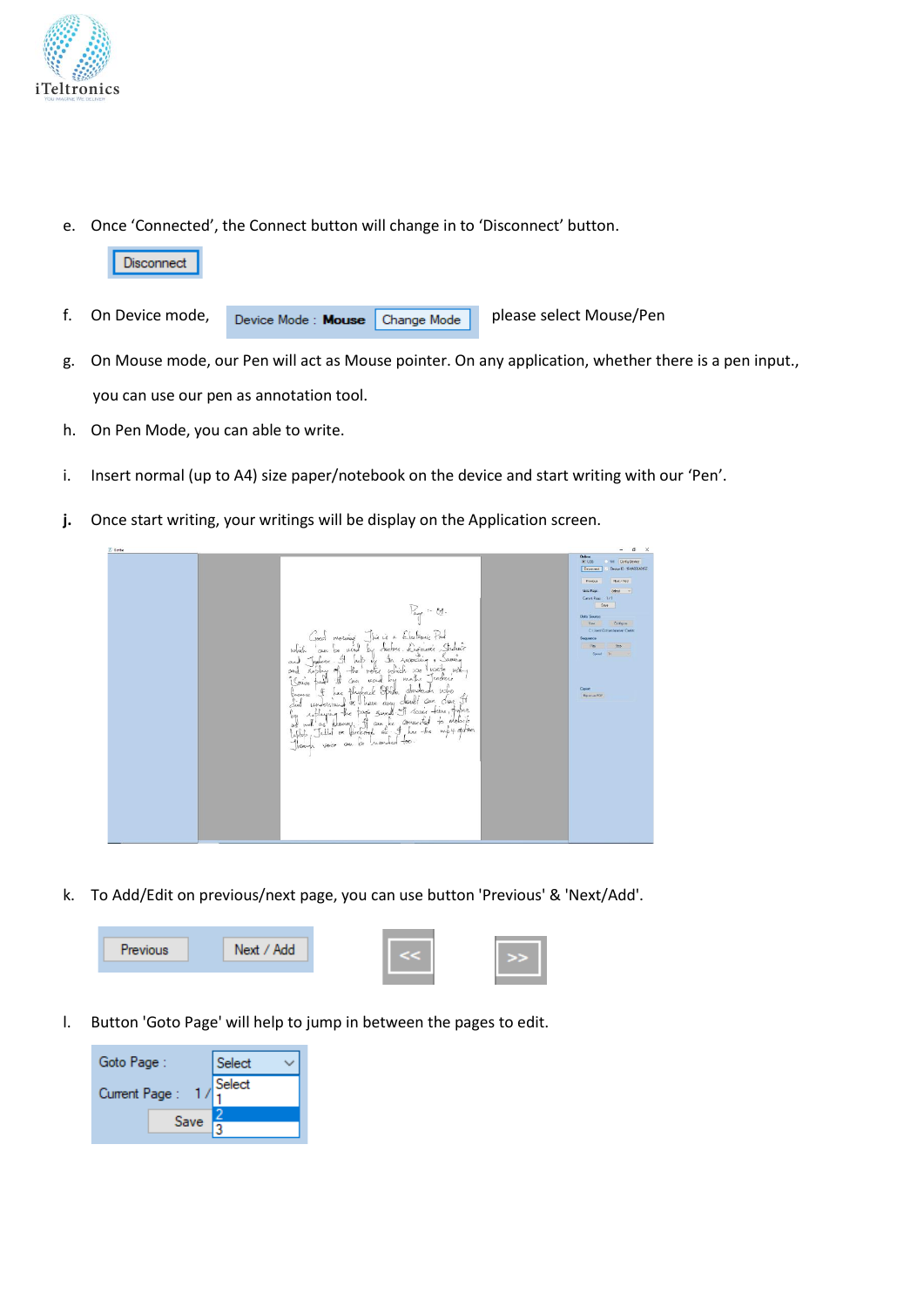e. Once 'Connected', the Connect button will change in to 'Disconnect' button.

f. On Device mode, please select Mouse/Pen

g. On Mouse mode, our Pen will act as Mouse pointer. On any application, whether there is a pen input., you can use our pen as annotation tool.

h. On Pen Mode, you can able to write.

i. Insert normal (up to A4) size paper/notebook on the device and start writing with our 'Pen'.

**j.** Once start writing, your writings will be display on the Application screen.

k. To Add/Edit on previous/next page, you can use button 'Previous' & 'Next/Add'.

l. Button 'Goto Page' will help to jump in between the pages to edit.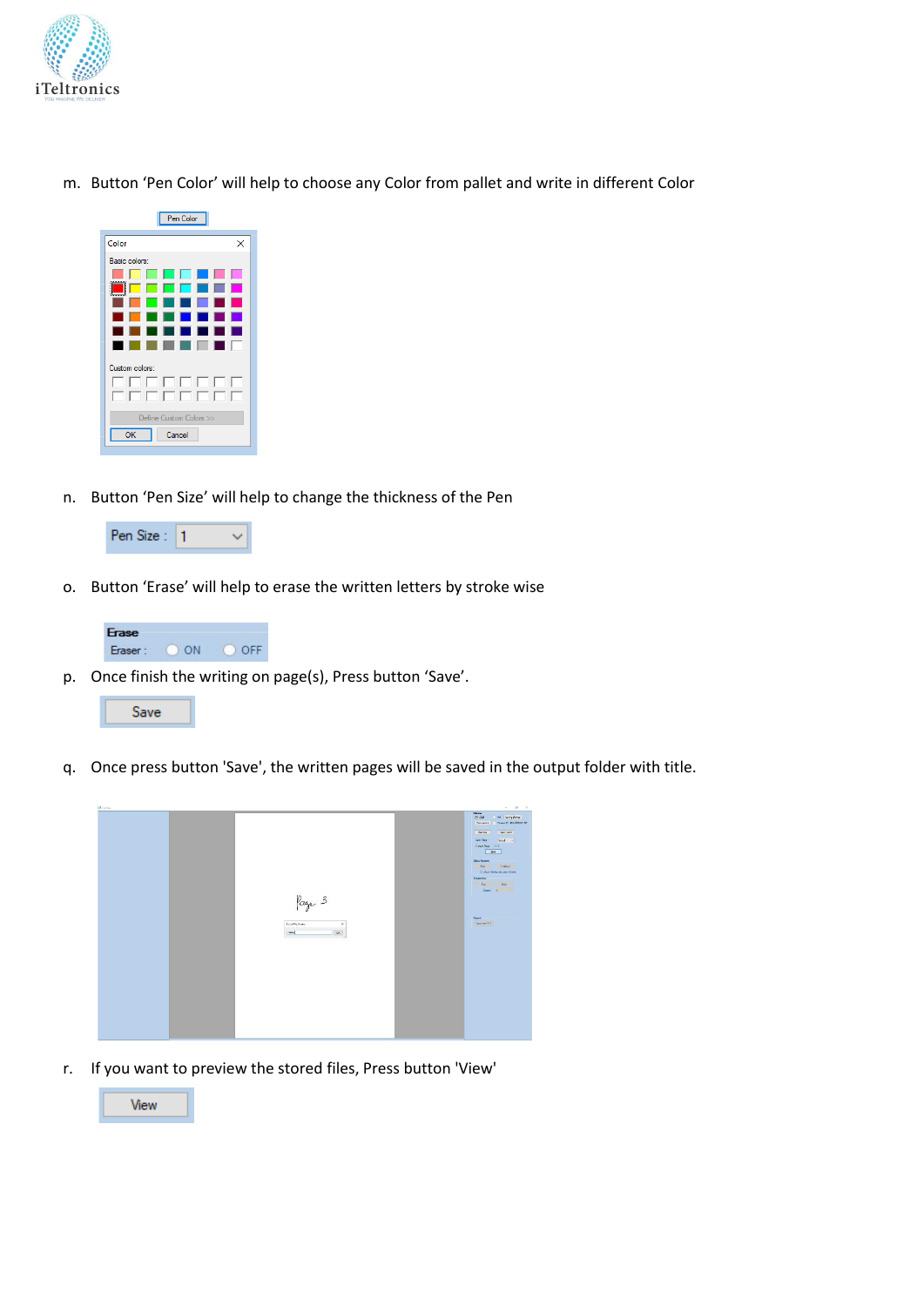m. Button 'Pen Color' will help to choose any Color from pallet and write in different Color

n. Button 'Pen Size' will help to change the thickness of the Pen

o. Button 'Erase' will help to erase the written letters by stroke wise

p. Once finish the writing on page(s), Press button 'Save'.

q. Once press button 'Save', the written pages will be saved in the output folder with title.

r. If you want to preview the stored files, Press button 'View'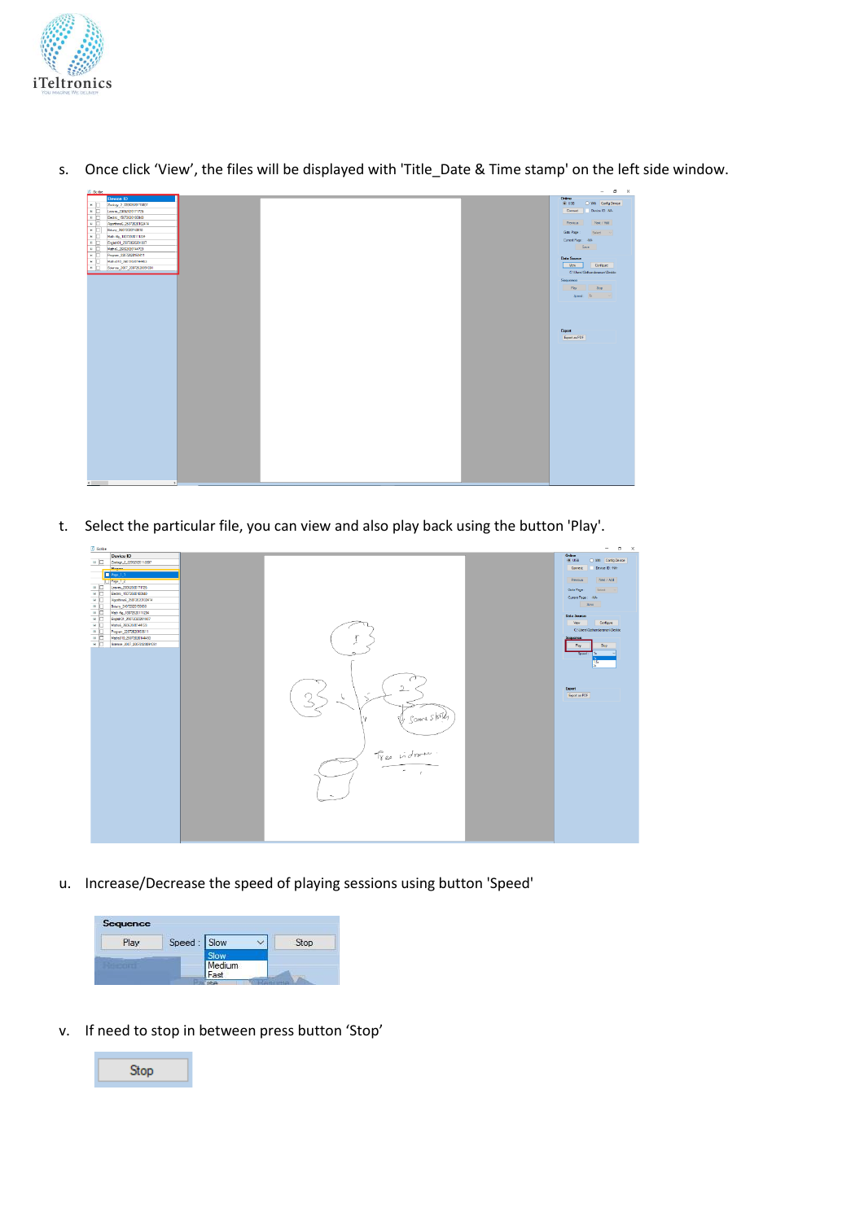s. Once click 'View', the files will be displayed with 'Title_Date & Time stamp' on the left side window.

t. Select the particular file, you can view and also play back using the button 'Play'.

u. Increase/Decrease the speed of playing sessions using button 'Speed'

v. If need to stop in between press button 'Stop'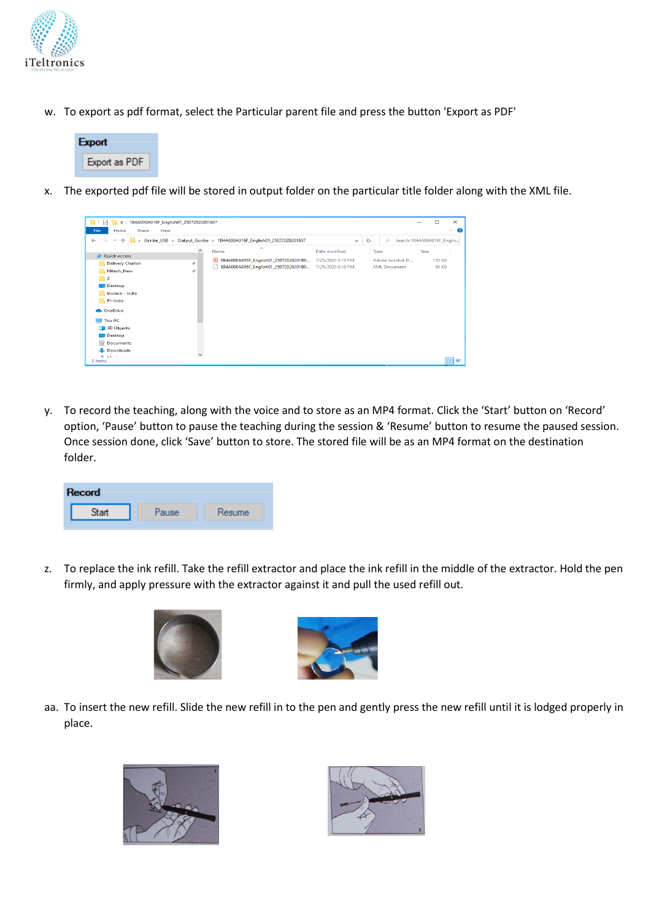w. To export as pdf format, select the Particular parent file and press the button 'Export as PDF'

x. The exported pdf file will be stored in output folder on the particular title folder along with the XML file.

y. To record the teaching, along with the voice and to store as an MP4 format. Click the 'Start' button on 'Record' option, 'Pause' button to pause the teaching during the session & 'Resume' button to resume the paused session. Once session done, click 'Save' button to store. The stored file will be as an MP4 format on the destination folder.

z. To replace the ink refill. Take the refill extractor and place the ink refill in the middle of the extractor. Hold the pen firmly, and apply pressure with the extractor against it and pull the used refill out.

aa. To insert the new refill. Slide the new refill in to the pen and gently press the new refill until it is lodged properly in place.